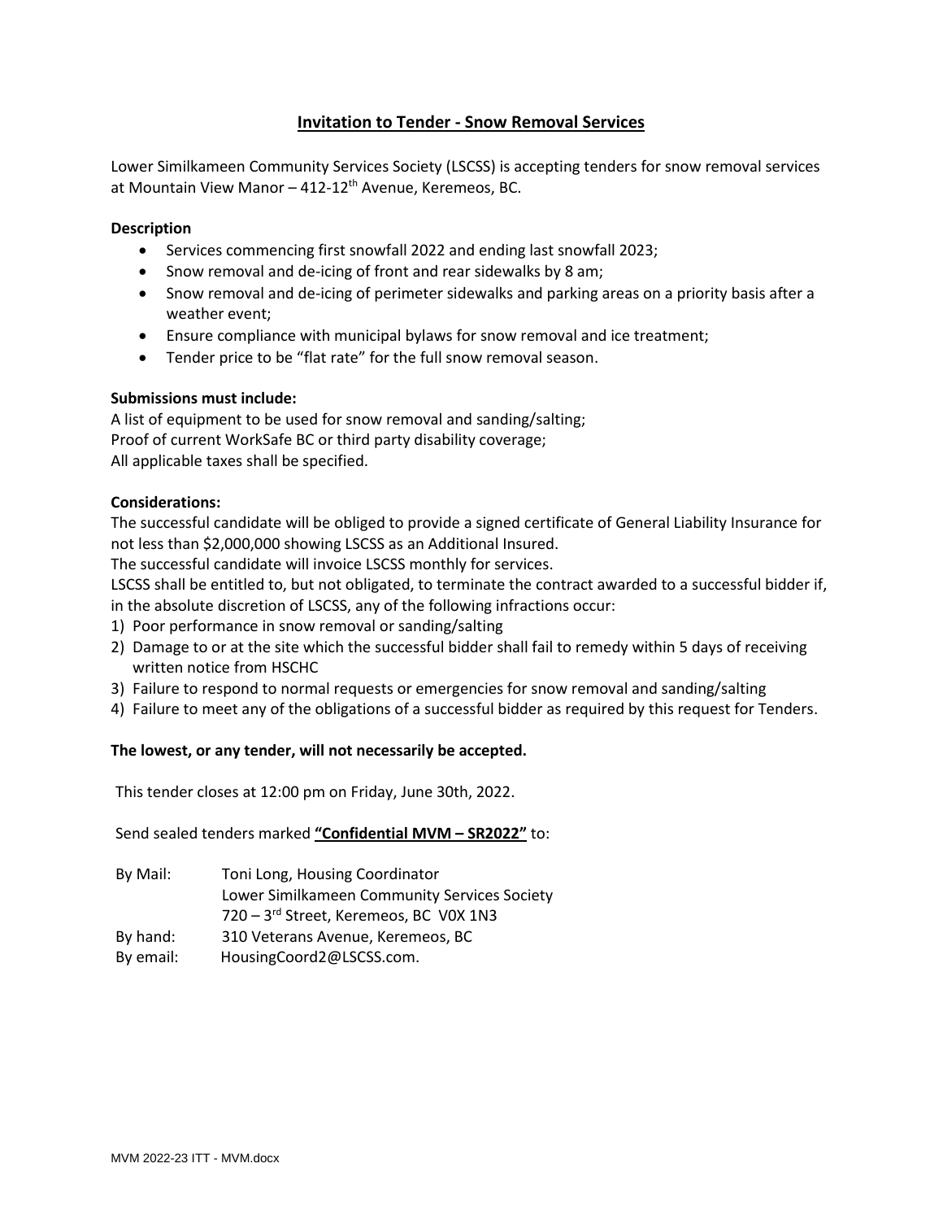# Invitation to Tender - Snow Removal Services

Lower Similkameen Community Services Society (LSCSS) is accepting tenders for snow removal services at Mountain View Manor – 412-12th Avenue, Keremeos, BC.

**Description**

- Services commencing first snowfall 2022 and ending last snowfall 2023;
- Snow removal and de-icing of front and rear sidewalks by 8 am;
- Snow removal and de-icing of perimeter sidewalks and parking areas on a priority basis after a weather event;
- Ensure compliance with municipal bylaws for snow removal and ice treatment;
- Tender price to be "flat rate" for the full snow removal season.

**Submissions must include:**

A list of equipment to be used for snow removal and sanding/salting;
Proof of current WorkSafe BC or third party disability coverage;
All applicable taxes shall be specified.

**Considerations:**

The successful candidate will be obliged to provide a signed certificate of General Liability Insurance for not less than $2,000,000 showing LSCSS as an Additional Insured.
The successful candidate will invoice LSCSS monthly for services.
LSCSS shall be entitled to, but not obligated, to terminate the contract awarded to a successful bidder if, in the absolute discretion of LSCSS, any of the following infractions occur:

1) Poor performance in snow removal or sanding/salting
2) Damage to or at the site which the successful bidder shall fail to remedy within 5 days of receiving written notice from HSCHC
3) Failure to respond to normal requests or emergencies for snow removal and sanding/salting
4) Failure to meet any of the obligations of a successful bidder as required by this request for Tenders.

**The lowest, or any tender, will not necessarily be accepted.**

This tender closes at 12:00 pm on Friday, June 30th, 2022.

Send sealed tenders marked **"Confidential MVM – SR2022"** to:

By Mail: Toni Long, Housing Coordinator
Lower Similkameen Community Services Society
720 – 3rd Street, Keremeos, BC V0X 1N3
By hand: 310 Veterans Avenue, Keremeos, BC
By email: HousingCoord2@LSCSS.com.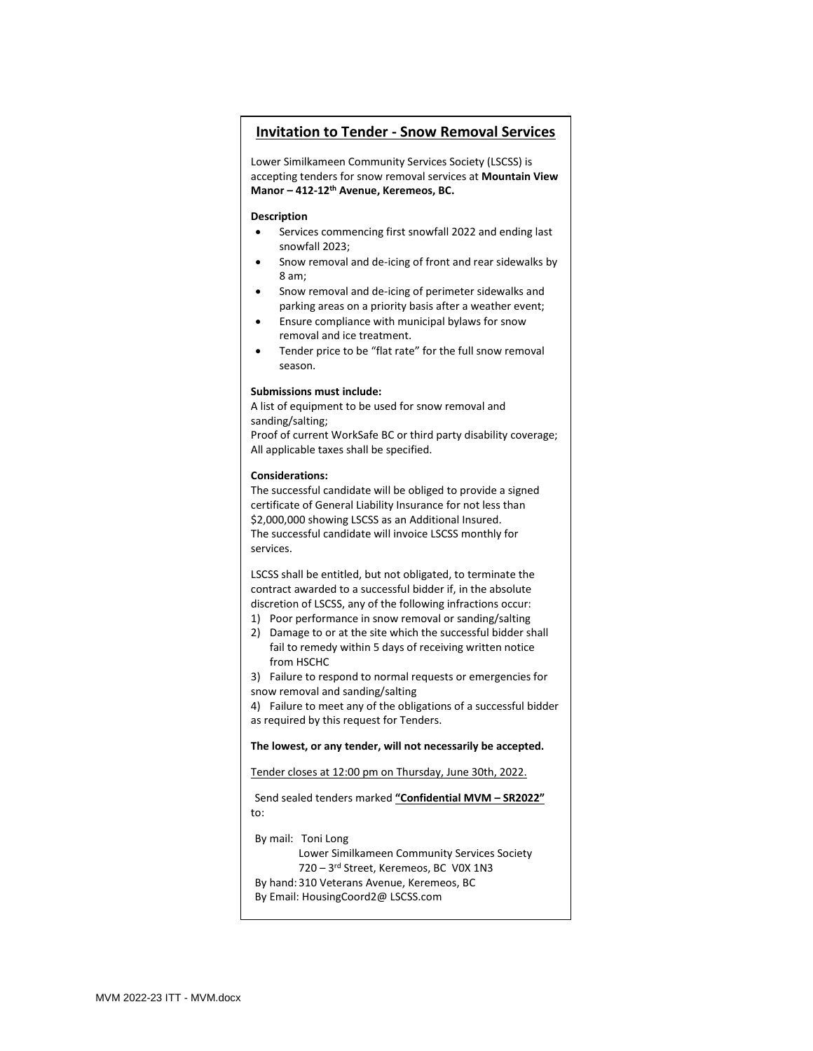## Invitation to Tender - Snow Removal Services

Lower Similkameen Community Services Society (LSCSS) is accepting tenders for snow removal services at **Mountain View Manor – 412-12th Avenue, Keremeos, BC.**

**Description**

- Services commencing first snowfall 2022 and ending last snowfall 2023;
- Snow removal and de-icing of front and rear sidewalks by 8 am;
- Snow removal and de-icing of perimeter sidewalks and parking areas on a priority basis after a weather event;
- Ensure compliance with municipal bylaws for snow removal and ice treatment.
- Tender price to be "flat rate" for the full snow removal season.

**Submissions must include:**

A list of equipment to be used for snow removal and sanding/salting;
Proof of current WorkSafe BC or third party disability coverage;
All applicable taxes shall be specified.

**Considerations:**

The successful candidate will be obliged to provide a signed certificate of General Liability Insurance for not less than $2,000,000 showing LSCSS as an Additional Insured.
The successful candidate will invoice LSCSS monthly for services.

LSCSS shall be entitled, but not obligated, to terminate the contract awarded to a successful bidder if, in the absolute discretion of LSCSS, any of the following infractions occur:

1) Poor performance in snow removal or sanding/salting
2) Damage to or at the site which the successful bidder shall fail to remedy within 5 days of receiving written notice from HSCHC
3) Failure to respond to normal requests or emergencies for snow removal and sanding/salting
4) Failure to meet any of the obligations of a successful bidder as required by this request for Tenders.

**The lowest, or any tender, will not necessarily be accepted.**

Tender closes at 12:00 pm on Thursday, June 30th, 2022.

Send sealed tenders marked **"Confidential MVM – SR2022"** to:

By mail: Toni Long
Lower Similkameen Community Services Society
720 – 3rd Street, Keremeos, BC V0X 1N3
By hand: 310 Veterans Avenue, Keremeos, BC
By Email: HousingCoord2@ LSCSS.com

MVM 2022-23 ITT - MVM.docx